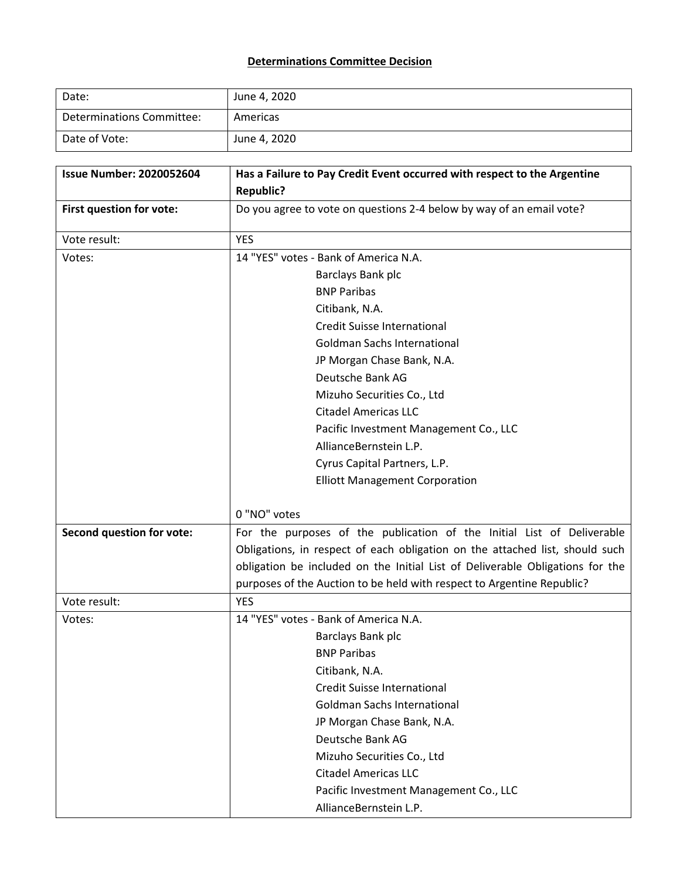# Determinations Committee Decision

| | |
|---|---|
| Date: | June 4, 2020 |
| Determinations Committee: | Americas |
| Date of Vote: | June 4, 2020 |

| **Issue Number: 2020052604** | **Has a Failure to Pay Credit Event occurred with respect to the Argentine Republic?** |
|---|---|
| **First question for vote:** | Do you agree to vote on questions 2-4 below by way of an email vote? |
| Vote result: | YES |
| Votes: | 14 "YES" votes - Bank of America N.A.<br>Barclays Bank plc<br>BNP Paribas<br>Citibank, N.A.<br>Credit Suisse International<br>Goldman Sachs International<br>JP Morgan Chase Bank, N.A.<br>Deutsche Bank AG<br>Mizuho Securities Co., Ltd<br>Citadel Americas LLC<br>Pacific Investment Management Co., LLC<br>AllianceBernstein L.P.<br>Cyrus Capital Partners, L.P.<br>Elliott Management Corporation<br><br>0 "NO" votes |
| **Second question for vote:** | For the purposes of the publication of the Initial List of Deliverable Obligations, in respect of each obligation on the attached list, should such obligation be included on the Initial List of Deliverable Obligations for the purposes of the Auction to be held with respect to Argentine Republic? |
| Vote result: | YES |
| Votes: | 14 "YES" votes - Bank of America N.A.<br>Barclays Bank plc<br>BNP Paribas<br>Citibank, N.A.<br>Credit Suisse International<br>Goldman Sachs International<br>JP Morgan Chase Bank, N.A.<br>Deutsche Bank AG<br>Mizuho Securities Co., Ltd<br>Citadel Americas LLC<br>Pacific Investment Management Co., LLC<br>AllianceBernstein L.P. |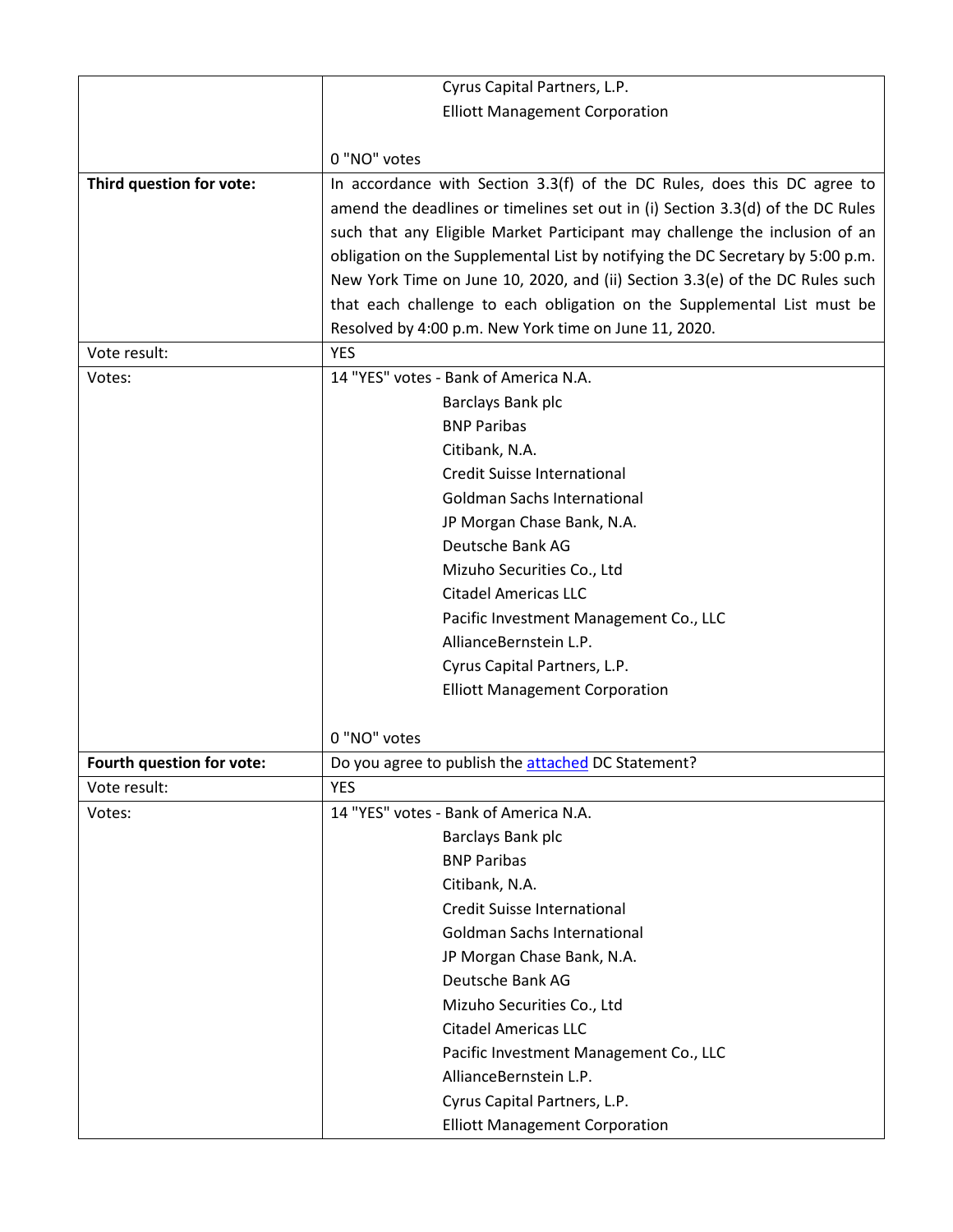| | |
|---|---|
| | Cyrus Capital Partners, L.P.<br>Elliott Management Corporation<br><br>0 "NO" votes |
| **Third question for vote:** | In accordance with Section 3.3(f) of the DC Rules, does this DC agree to amend the deadlines or timelines set out in (i) Section 3.3(d) of the DC Rules such that any Eligible Market Participant may challenge the inclusion of an obligation on the Supplemental List by notifying the DC Secretary by 5:00 p.m. New York Time on June 10, 2020, and (ii) Section 3.3(e) of the DC Rules such that each challenge to each obligation on the Supplemental List must be Resolved by 4:00 p.m. New York time on June 11, 2020. |
| Vote result: | YES |
| Votes: | 14 "YES" votes - Bank of America N.A.<br>Barclays Bank plc<br>BNP Paribas<br>Citibank, N.A.<br>Credit Suisse International<br>Goldman Sachs International<br>JP Morgan Chase Bank, N.A.<br>Deutsche Bank AG<br>Mizuho Securities Co., Ltd<br>Citadel Americas LLC<br>Pacific Investment Management Co., LLC<br>AllianceBernstein L.P.<br>Cyrus Capital Partners, L.P.<br>Elliott Management Corporation<br><br>0 "NO" votes |
| **Fourth question for vote:** | Do you agree to publish the attached DC Statement? |
| Vote result: | YES |
| Votes: | 14 "YES" votes - Bank of America N.A.<br>Barclays Bank plc<br>BNP Paribas<br>Citibank, N.A.<br>Credit Suisse International<br>Goldman Sachs International<br>JP Morgan Chase Bank, N.A.<br>Deutsche Bank AG<br>Mizuho Securities Co., Ltd<br>Citadel Americas LLC<br>Pacific Investment Management Co., LLC<br>AllianceBernstein L.P.<br>Cyrus Capital Partners, L.P.<br>Elliott Management Corporation |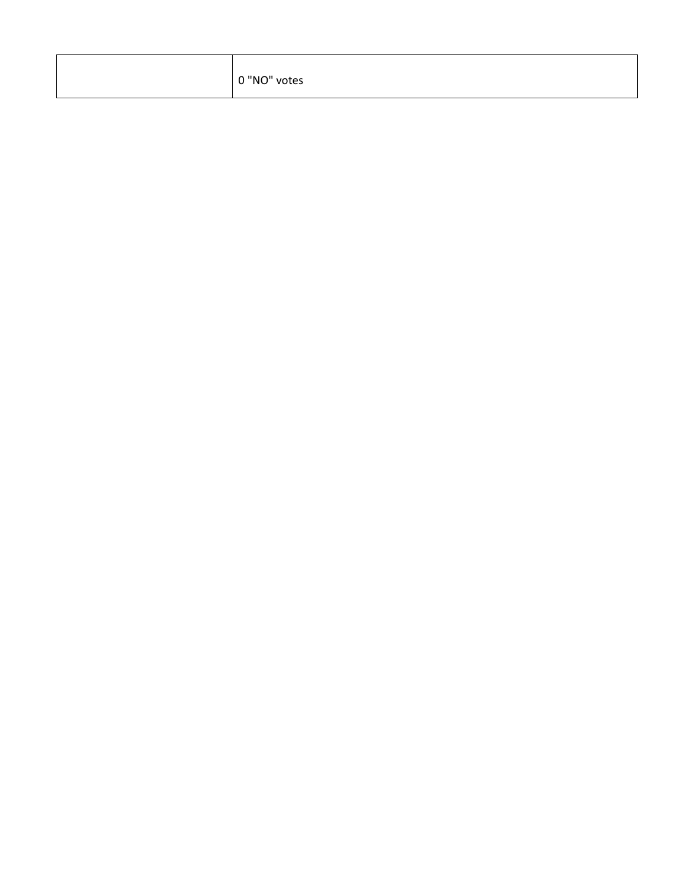| | |
|---|---|
| | 0 "NO" votes |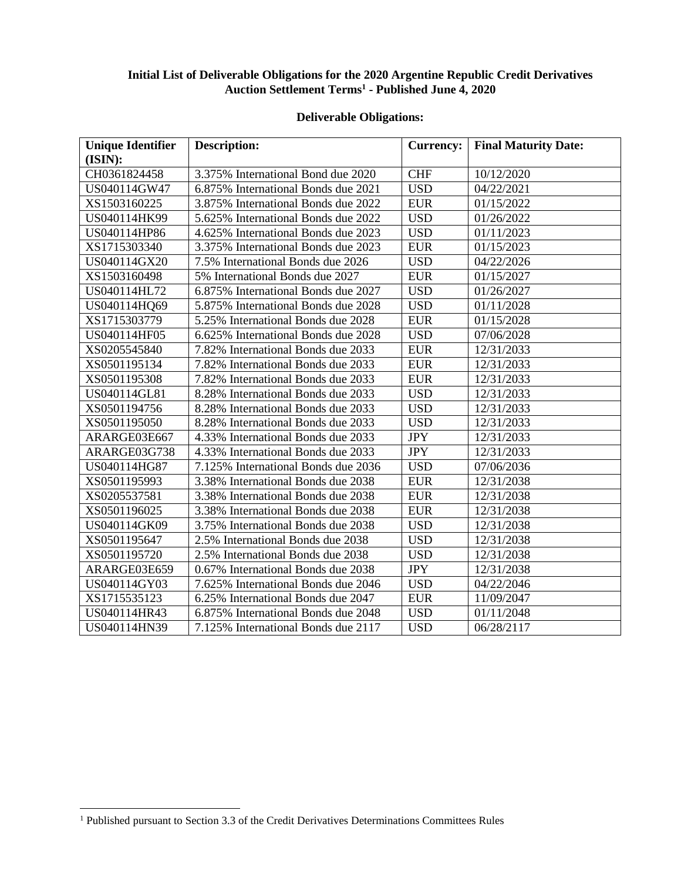**Initial List of Deliverable Obligations for the 2020 Argentine Republic Credit Derivatives Auction Settlement Terms[1] - Published June 4, 2020**

**Deliverable Obligations:**

| Unique Identifier (ISIN): | Description: | Currency: | Final Maturity Date: |
|---|---|---|---|
| CH0361824458 | 3.375% International Bond due 2020 | CHF | 10/12/2020 |
| US040114GW47 | 6.875% International Bonds due 2021 | USD | 04/22/2021 |
| XS1503160225 | 3.875% International Bonds due 2022 | EUR | 01/15/2022 |
| US040114HK99 | 5.625% International Bonds due 2022 | USD | 01/26/2022 |
| US040114HP86 | 4.625% International Bonds due 2023 | USD | 01/11/2023 |
| XS1715303340 | 3.375% International Bonds due 2023 | EUR | 01/15/2023 |
| US040114GX20 | 7.5% International Bonds due 2026 | USD | 04/22/2026 |
| XS1503160498 | 5% International Bonds due 2027 | EUR | 01/15/2027 |
| US040114HL72 | 6.875% International Bonds due 2027 | USD | 01/26/2027 |
| US040114HQ69 | 5.875% International Bonds due 2028 | USD | 01/11/2028 |
| XS1715303779 | 5.25% International Bonds due 2028 | EUR | 01/15/2028 |
| US040114HF05 | 6.625% International Bonds due 2028 | USD | 07/06/2028 |
| XS0205545840 | 7.82% International Bonds due 2033 | EUR | 12/31/2033 |
| XS0501195134 | 7.82% International Bonds due 2033 | EUR | 12/31/2033 |
| XS0501195308 | 7.82% International Bonds due 2033 | EUR | 12/31/2033 |
| US040114GL81 | 8.28% International Bonds due 2033 | USD | 12/31/2033 |
| XS0501194756 | 8.28% International Bonds due 2033 | USD | 12/31/2033 |
| XS0501195050 | 8.28% International Bonds due 2033 | USD | 12/31/2033 |
| ARARGE03E667 | 4.33% International Bonds due 2033 | JPY | 12/31/2033 |
| ARARGE03G738 | 4.33% International Bonds due 2033 | JPY | 12/31/2033 |
| US040114HG87 | 7.125% International Bonds due 2036 | USD | 07/06/2036 |
| XS0501195993 | 3.38% International Bonds due 2038 | EUR | 12/31/2038 |
| XS0205537581 | 3.38% International Bonds due 2038 | EUR | 12/31/2038 |
| XS0501196025 | 3.38% International Bonds due 2038 | EUR | 12/31/2038 |
| US040114GK09 | 3.75% International Bonds due 2038 | USD | 12/31/2038 |
| XS0501195647 | 2.5% International Bonds due 2038 | USD | 12/31/2038 |
| XS0501195720 | 2.5% International Bonds due 2038 | USD | 12/31/2038 |
| ARARGE03E659 | 0.67% International Bonds due 2038 | JPY | 12/31/2038 |
| US040114GY03 | 7.625% International Bonds due 2046 | USD | 04/22/2046 |
| XS1715535123 | 6.25% International Bonds due 2047 | EUR | 11/09/2047 |
| US040114HR43 | 6.875% International Bonds due 2048 | USD | 01/11/2048 |
| US040114HN39 | 7.125% International Bonds due 2117 | USD | 06/28/2117 |

[1] Published pursuant to Section 3.3 of the Credit Derivatives Determinations Committees Rules